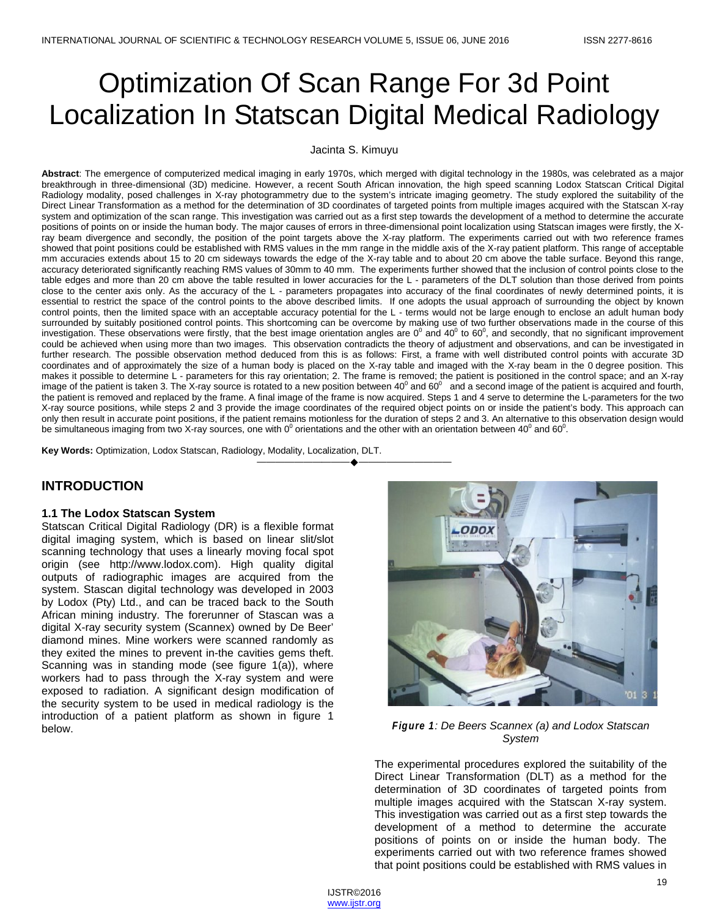# Optimization Of Scan Range For 3d Point Localization In Statscan Digital Medical Radiology

Jacinta S. Kimuyu

**Abstract**: The emergence of computerized medical imaging in early 1970s, which merged with digital technology in the 1980s, was celebrated as a major breakthrough in three-dimensional (3D) medicine. However, a recent South African innovation, the high speed scanning Lodox Statscan Critical Digital Radiology modality, posed challenges in X-ray photogrammetry due to the system's intricate imaging geometry. The study explored the suitability of the Direct Linear Transformation as a method for the determination of 3D coordinates of targeted points from multiple images acquired with the Statscan X-ray system and optimization of the scan range. This investigation was carried out as a first step towards the development of a method to determine the accurate positions of points on or inside the human body. The major causes of errors in three-dimensional point localization using Statscan images were firstly, the X-ray beam divergence and secondly, the position of the point targets above the X-ray platform. The experiments carried out with two reference frames showed that point positions could be established with RMS values in the mm range in the middle axis of the X-ray patient platform. This range of acceptable mm accuracies extends about 15 to 20 cm sideways towards the edge of the X-ray table and to about 20 cm above the table surface. Beyond this range, accuracy deteriorated significantly reaching RMS values of 30mm to 40 mm. The experiments further showed that the inclusion of control points close to the table edges and more than 20 cm above the table resulted in lower accuracies for the L - parameters of the DLT solution than those derived from points close to the center axis only. As the accuracy of the L - parameters propagates into accuracy of the final coordinates of newly determined points, it is essential to restrict the space of the control points to the above described limits. If one adopts the usual approach of surrounding the object by known control points, then the limited space with an acceptable accuracy potential for the L - terms would not be large enough to enclose an adult human body surrounded by suitably positioned control points. This shortcoming can be overcome by making use of two further observations made in the course of this investigation. These observations were firstly, that the best image orientation angles are $0^0$ and $40^0$ to $60^0$, and secondly, that no significant improvement could be achieved when using more than two images. This observation contradicts the theory of adjustment and observations, and can be investigated in further research. The possible observation method deduced from this is as follows: First, a frame with well distributed control points with accurate 3D coordinates and of approximately the size of a human body is placed on the X-ray table and imaged with the X-ray beam in the 0 degree position. This makes it possible to determine L - parameters for this ray orientation; 2. The frame is removed; the patient is positioned in the control space; and an X-ray image of the patient is taken 3. The X-ray source is rotated to a new position between $40^0$ and $60^0$ and a second image of the patient is acquired and fourth, the patient is removed and replaced by the frame. A final image of the frame is now acquired. Steps 1 and 4 serve to determine the L-parameters for the two X-ray source positions, while steps 2 and 3 provide the image coordinates of the required object points on or inside the patient's body. This approach can only then result in accurate point positions, if the patient remains motionless for the duration of steps 2 and 3. An alternative to this observation design would be simultaneous imaging from two X-ray sources, one with $0^0$ orientations and the other with an orientation between $40^0$ and $60^0$.

**Key Words:** Optimization, Lodox Statscan, Radiology, Modality, Localization, DLT.

## INTRODUCTION

### 1.1 The Lodox Statscan System

Statscan Critical Digital Radiology (DR) is a flexible format digital imaging system, which is based on linear slit/slot scanning technology that uses a linearly moving focal spot origin (see http://www.lodox.com). High quality digital outputs of radiographic images are acquired from the system. Stascan digital technology was developed in 2003 by Lodox (Pty) Ltd., and can be traced back to the South African mining industry. The forerunner of Stascan was a digital X-ray security system (Scannex) owned by De Beer' diamond mines. Mine workers were scanned randomly as they exited the mines to prevent in-the cavities gems theft. Scanning was in standing mode (see figure 1(a)), where workers had to pass through the X-ray system and were exposed to radiation. A significant design modification of the security system to be used in medical radiology is the introduction of a patient platform as shown in figure 1 below.

***Figure 1**: De Beers Scannex (a) and Lodox Statscan System*

The experimental procedures explored the suitability of the Direct Linear Transformation (DLT) as a method for the determination of 3D coordinates of targeted points from multiple images acquired with the Statscan X-ray system. This investigation was carried out as a first step towards the development of a method to determine the accurate positions of points on or inside the human body. The experiments carried out with two reference frames showed that point positions could be established with RMS values in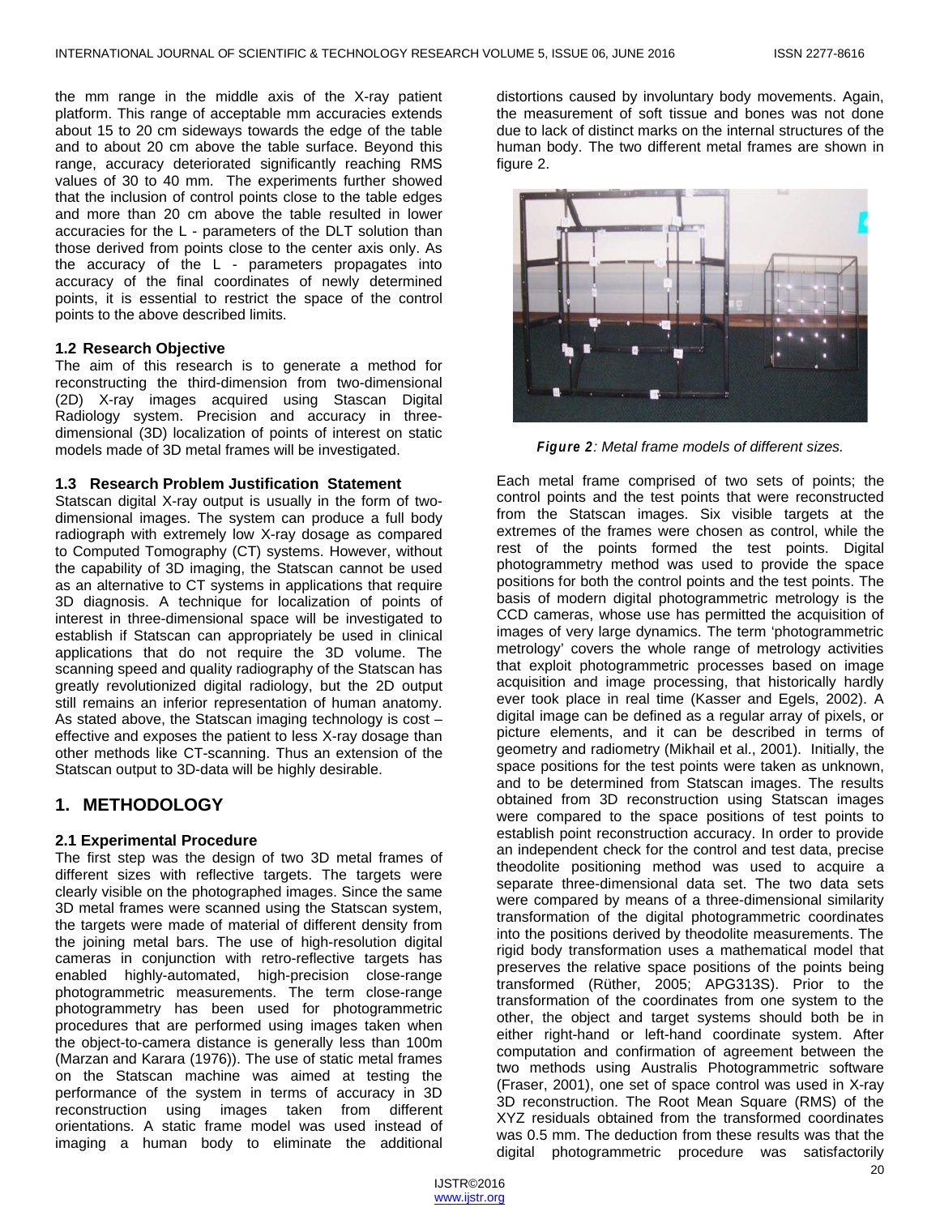the mm range in the middle axis of the X-ray patient platform. This range of acceptable mm accuracies extends about 15 to 20 cm sideways towards the edge of the table and to about 20 cm above the table surface. Beyond this range, accuracy deteriorated significantly reaching RMS values of 30 to 40 mm. The experiments further showed that the inclusion of control points close to the table edges and more than 20 cm above the table resulted in lower accuracies for the L - parameters of the DLT solution than those derived from points close to the center axis only. As the accuracy of the L - parameters propagates into accuracy of the final coordinates of newly determined points, it is essential to restrict the space of the control points to the above described limits.

### 1.2 Research Objective

The aim of this research is to generate a method for reconstructing the third-dimension from two-dimensional (2D) X-ray images acquired using Stascan Digital Radiology system. Precision and accuracy in three-dimensional (3D) localization of points of interest on static models made of 3D metal frames will be investigated.

### 1.3 Research Problem Justification Statement

Statscan digital X-ray output is usually in the form of two-dimensional images. The system can produce a full body radiograph with extremely low X-ray dosage as compared to Computed Tomography (CT) systems. However, without the capability of 3D imaging, the Statscan cannot be used as an alternative to CT systems in applications that require 3D diagnosis. A technique for localization of points of interest in three-dimensional space will be investigated to establish if Statscan can appropriately be used in clinical applications that do not require the 3D volume. The scanning speed and quality radiography of the Statscan has greatly revolutionized digital radiology, but the 2D output still remains an inferior representation of human anatomy. As stated above, the Statscan imaging technology is cost – effective and exposes the patient to less X-ray dosage than other methods like CT-scanning. Thus an extension of the Statscan output to 3D-data will be highly desirable.

## 1. METHODOLOGY

### 2.1 Experimental Procedure

The first step was the design of two 3D metal frames of different sizes with reflective targets. The targets were clearly visible on the photographed images. Since the same 3D metal frames were scanned using the Statscan system, the targets were made of material of different density from the joining metal bars. The use of high-resolution digital cameras in conjunction with retro-reflective targets has enabled highly-automated, high-precision close-range photogrammetric measurements. The term close-range photogrammetry has been used for photogrammetric procedures that are performed using images taken when the object-to-camera distance is generally less than 100m (Marzan and Karara (1976)). The use of static metal frames on the Statscan machine was aimed at testing the performance of the system in terms of accuracy in 3D reconstruction using images taken from different orientations. A static frame model was used instead of imaging a human body to eliminate the additional distortions caused by involuntary body movements. Again, the measurement of soft tissue and bones was not done due to lack of distinct marks on the internal structures of the human body. The two different metal frames are shown in figure 2.

***Figure 2**: Metal frame models of different sizes.*

Each metal frame comprised of two sets of points; the control points and the test points that were reconstructed from the Statscan images. Six visible targets at the extremes of the frames were chosen as control, while the rest of the points formed the test points. Digital photogrammetry method was used to provide the space positions for both the control points and the test points. The basis of modern digital photogrammetric metrology is the CCD cameras, whose use has permitted the acquisition of images of very large dynamics. The term 'photogrammetric metrology' covers the whole range of metrology activities that exploit photogrammetric processes based on image acquisition and image processing, that historically hardly ever took place in real time (Kasser and Egels, 2002). A digital image can be defined as a regular array of pixels, or picture elements, and it can be described in terms of geometry and radiometry (Mikhail et al., 2001). Initially, the space positions for the test points were taken as unknown, and to be determined from Statscan images. The results obtained from 3D reconstruction using Statscan images were compared to the space positions of test points to establish point reconstruction accuracy. In order to provide an independent check for the control and test data, precise theodolite positioning method was used to acquire a separate three-dimensional data set. The two data sets were compared by means of a three-dimensional similarity transformation of the digital photogrammetric coordinates into the positions derived by theodolite measurements. The rigid body transformation uses a mathematical model that preserves the relative space positions of the points being transformed (Rüther, 2005; APG313S). Prior to the transformation of the coordinates from one system to the other, the object and target systems should both be in either right-hand or left-hand coordinate system. After computation and confirmation of agreement between the two methods using Australis Photogrammetric software (Fraser, 2001), one set of space control was used in X-ray 3D reconstruction. The Root Mean Square (RMS) of the XYZ residuals obtained from the transformed coordinates was 0.5 mm. The deduction from these results was that the digital photogrammetric procedure was satisfactorily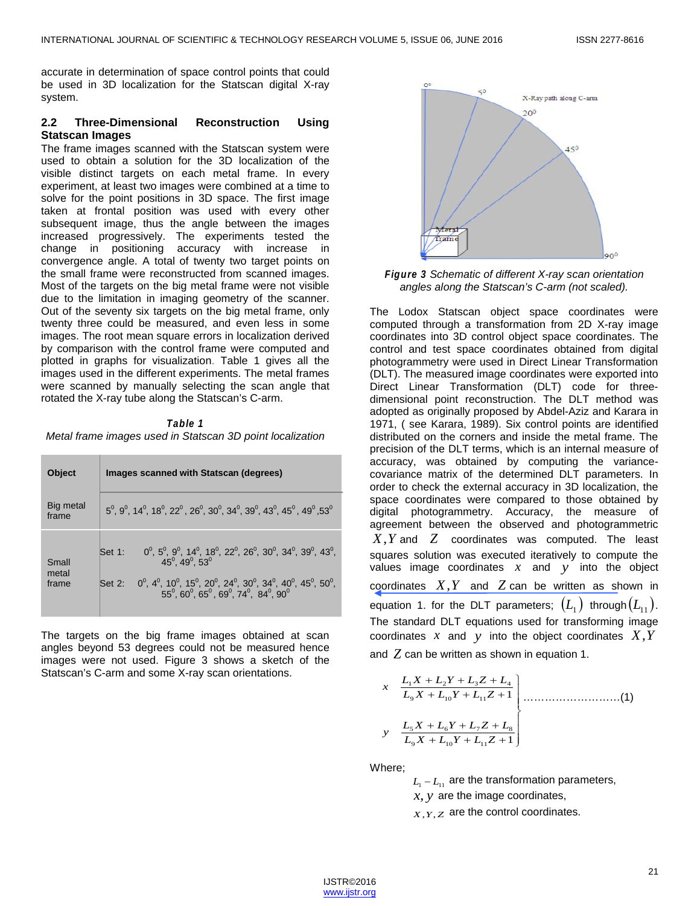accurate in determination of space control points that could be used in 3D localization for the Statscan digital X-ray system.

### 2.2 Three-Dimensional Reconstruction Using Statscan Images

The frame images scanned with the Statscan system were used to obtain a solution for the 3D localization of the visible distinct targets on each metal frame. In every experiment, at least two images were combined at a time to solve for the point positions in 3D space. The first image taken at frontal position was used with every other subsequent image, thus the angle between the images increased progressively. The experiments tested the change in positioning accuracy with increase in convergence angle. A total of twenty two target points on the small frame were reconstructed from scanned images. Most of the targets on the big metal frame were not visible due to the limitation in imaging geometry of the scanner. Out of the seventy six targets on the big metal frame, only twenty three could be measured, and even less in some images. The root mean square errors in localization derived by comparison with the control frame were computed and plotted in graphs for visualization. Table 1 gives all the images used in the different experiments. The metal frames were scanned by manually selecting the scan angle that rotated the X-ray tube along the Statscan's C-arm.

***Table 1***
*Metal frame images used in Statscan 3D point localization*

| Object | Images scanned with Statscan (degrees) |
|---|---|
| Big metal frame | $5^0$, $9^0$, $14^0$, $18^0$, $22^0$, $26^0$, $30^0$, $34^0$, $39^0$, $43^0$, $45^0$, $49^0$, $53^0$ |
| Small metal frame | Set 1: $0^0$, $5^0$, $9^0$, $14^0$, $18^0$, $22^0$, $26^0$, $30^0$, $34^0$, $39^0$, $43^0$, $45^0$, $49^0$, $53^0$ <br> Set 2: $0^0$, $4^0$, $10^0$, $15^0$, $20^0$, $24^0$, $30^0$, $34^0$, $40^0$, $45^0$, $50^0$, $55^0$, $60^0$, $65^0$, $69^0$, $74^0$, $84^0$, $90^0$ |

The targets on the big frame images obtained at scan angles beyond 53 degrees could not be measured hence images were not used. Figure 3 shows a sketch of the Statscan's C-arm and some X-ray scan orientations.

***Figure 3*** *Schematic of different X-ray scan orientation angles along the Statscan's C-arm (not scaled).*

The Lodox Statscan object space coordinates were computed through a transformation from 2D X-ray image coordinates into 3D control object space coordinates. The control and test space coordinates obtained from digital photogrammetry were used in Direct Linear Transformation (DLT). The measured image coordinates were exported into Direct Linear Transformation (DLT) code for three-dimensional point reconstruction. The DLT method was adopted as originally proposed by Abdel-Aziz and Karara in 1971, ( see Karara, 1989). Six control points are identified distributed on the corners and inside the metal frame. The precision of the DLT terms, which is an internal measure of accuracy, was obtained by computing the variance-covariance matrix of the determined DLT parameters. In order to check the external accuracy in 3D localization, the space coordinates were compared to those obtained by digital photogrammetry. Accuracy, the measure of agreement between the observed and photogrammetric $X, Y$ and $Z$ coordinates was computed. The least squares solution was executed iteratively to compute the values image coordinates $x$ and $y$ into the object coordinates $X, Y$ and $Z$ can be written as shown in equation 1. for the DLT parameters; $(L_1)$ through $(L_{11})$. The standard DLT equations used for transforming image coordinates $x$ and $y$ into the object coordinates $X, Y$ and $Z$ can be written as shown in equation 1.

$$
\left.
\begin{aligned}
x &\quad \frac{L_1 X + L_2 Y + L_3 Z + L_4}{L_9 X + L_{10} Y + L_{11} Z + 1} \\
y &\quad \frac{L_5 X + L_6 Y + L_7 Z + L_8}{L_9 X + L_{10} Y + L_{11} Z + 1}
\end{aligned}
\right\} \quad \ldots\ldots\ldots\ldots\ldots\ldots\ldots\ldots\ldots(1)
$$

Where;

$L_1 - L_{11}$ are the transformation parameters,
$x, y$ are the image coordinates,
$X, Y, Z$ are the control coordinates.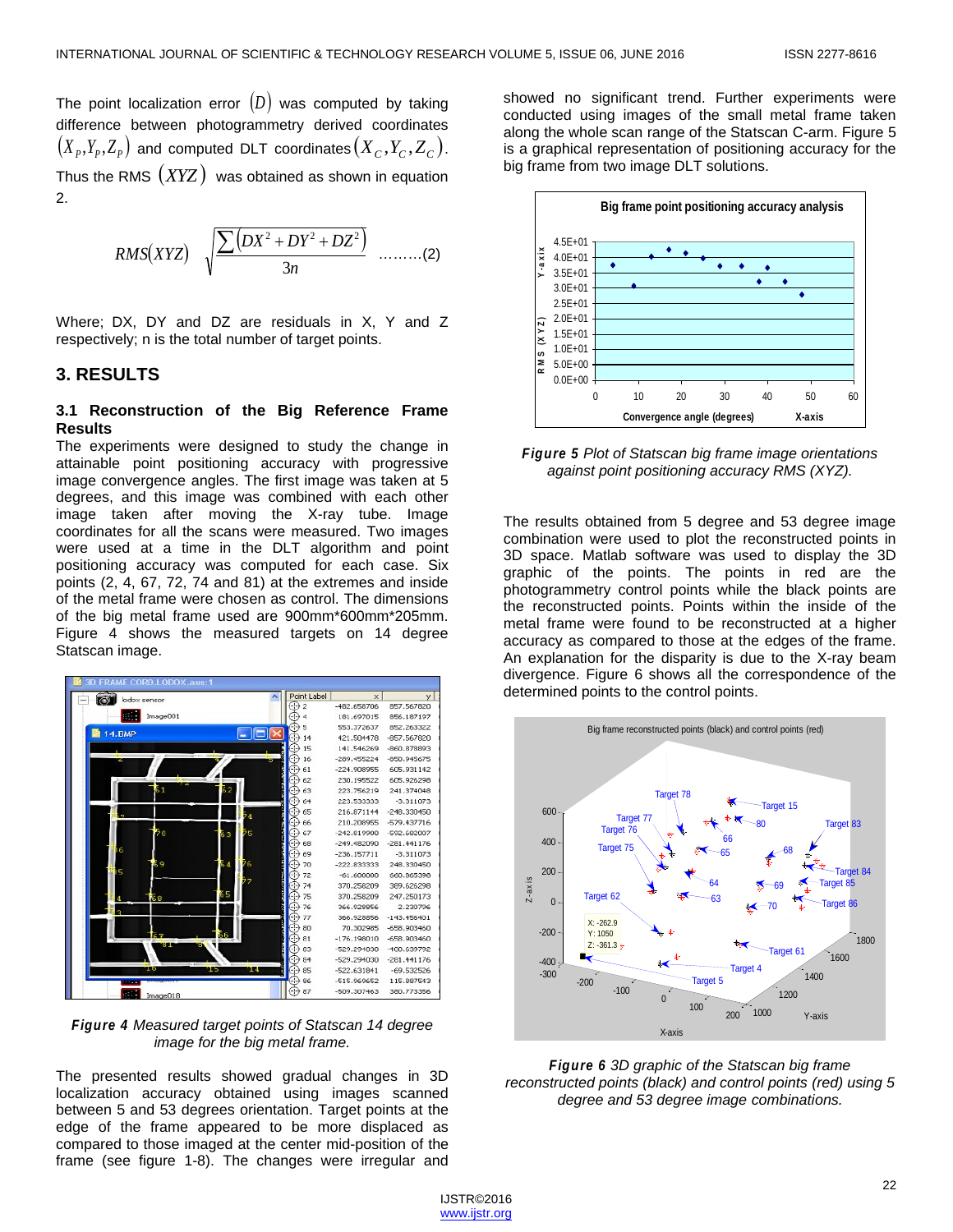The point localization error $(D)$ was computed by taking difference between photogrammetry derived coordinates $(X_p, Y_p, Z_p)$ and computed DLT coordinates $(X_C, Y_C, Z_C)$. Thus the RMS $(XYZ)$ was obtained as shown in equation 2.

$$RMS(XYZ) \quad \sqrt{\frac{\sum(DX^2 + DY^2 + DZ^2)}{3n}} \quad \text{………(2)}$$

Where; DX, DY and DZ are residuals in X, Y and Z respectively; n is the total number of target points.

## 3. RESULTS

### 3.1 Reconstruction of the Big Reference Frame Results

The experiments were designed to study the change in attainable point positioning accuracy with progressive image convergence angles. The first image was taken at 5 degrees, and this image was combined with each other image taken after moving the X-ray tube. Image coordinates for all the scans were measured. Two images were used at a time in the DLT algorithm and point positioning accuracy was computed for each case. Six points (2, 4, 67, 72, 74 and 81) at the extremes and inside of the metal frame were chosen as control. The dimensions of the big metal frame used are 900mm\*600mm\*205mm. Figure 4 shows the measured targets on 14 degree Statscan image.

***Figure 4*** *Measured target points of Statscan 14 degree image for the big metal frame.*

The presented results showed gradual changes in 3D localization accuracy obtained using images scanned between 5 and 53 degrees orientation. Target points at the edge of the frame appeared to be more displaced as compared to those imaged at the center mid-position of the frame (see figure 1-8). The changes were irregular and showed no significant trend. Further experiments were conducted using images of the small metal frame taken along the whole scan range of the Statscan C-arm. Figure 5 is a graphical representation of positioning accuracy for the big frame from two image DLT solutions.

***Figure 5*** *Plot of Statscan big frame image orientations against point positioning accuracy RMS (XYZ).*

The results obtained from 5 degree and 53 degree image combination were used to plot the reconstructed points in 3D space. Matlab software was used to display the 3D graphic of the points. The points in red are the photogrammetry control points while the black points are the reconstructed points. Points within the inside of the metal frame were found to be reconstructed at a higher accuracy as compared to those at the edges of the frame. An explanation for the disparity is due to the X-ray beam divergence. Figure 6 shows all the correspondence of the determined points to the control points.

***Figure 6*** *3D graphic of the Statscan big frame reconstructed points (black) and control points (red) using 5 degree and 53 degree image combinations.*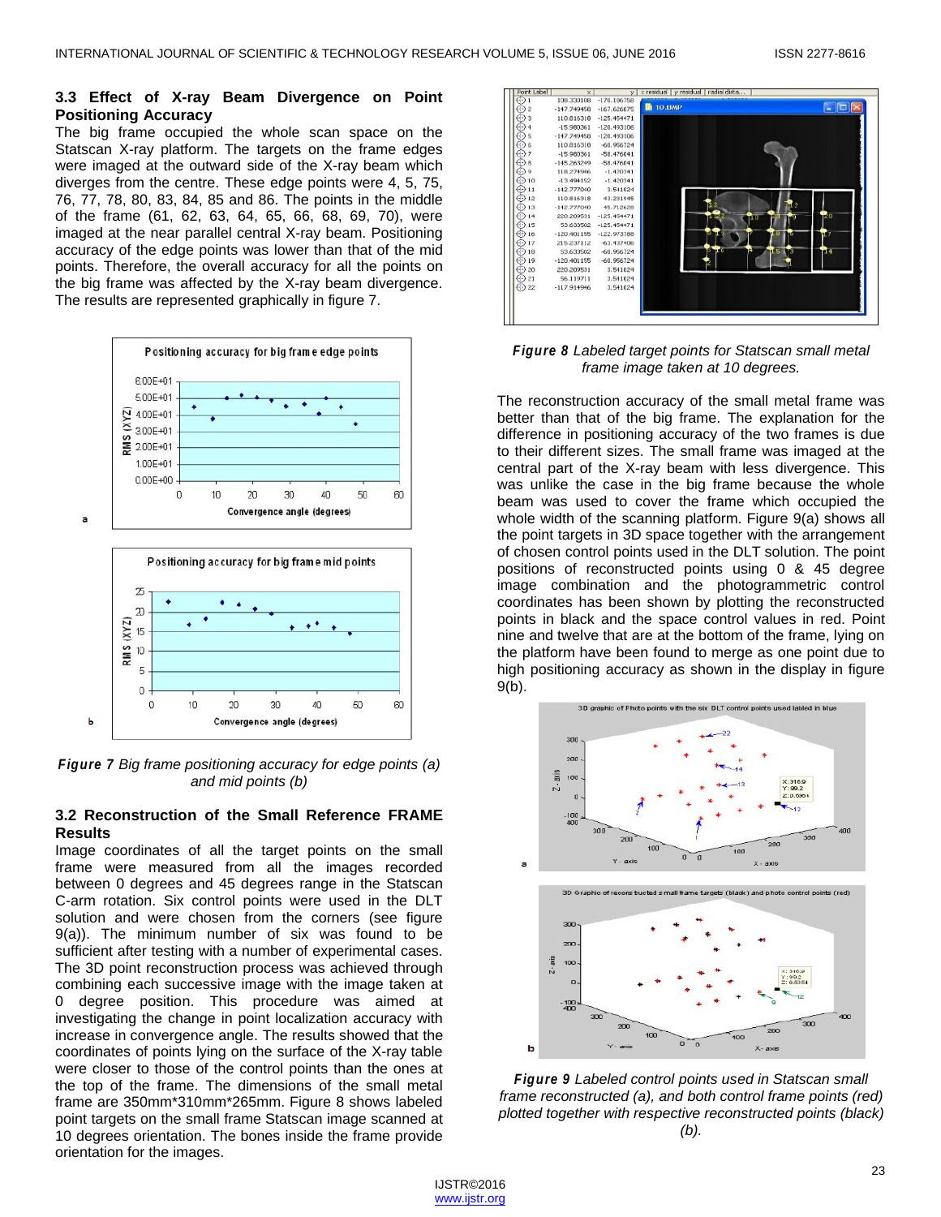### 3.3 Effect of X-ray Beam Divergence on Point Positioning Accuracy

The big frame occupied the whole scan space on the Statscan X-ray platform. The targets on the frame edges were imaged at the outward side of the X-ray beam which diverges from the centre. These edge points were 4, 5, 75, 76, 77, 78, 80, 83, 84, 85 and 86. The points in the middle of the frame (61, 62, 63, 64, 65, 66, 68, 69, 70), were imaged at the near parallel central X-ray beam. Positioning accuracy of the edge points was lower than that of the mid points. Therefore, the overall accuracy for all the points on the big frame was affected by the X-ray beam divergence. The results are represented graphically in figure 7.

***Figure 7*** *Big frame positioning accuracy for edge points (a) and mid points (b)*

### 3.2 Reconstruction of the Small Reference FRAME Results

Image coordinates of all the target points on the small frame were measured from all the images recorded between 0 degrees and 45 degrees range in the Statscan C-arm rotation. Six control points were used in the DLT solution and were chosen from the corners (see figure 9(a)). The minimum number of six was found to be sufficient after testing with a number of experimental cases. The 3D point reconstruction process was achieved through combining each successive image with the image taken at 0 degree position. This procedure was aimed at investigating the change in point localization accuracy with increase in convergence angle. The results showed that the coordinates of points lying on the surface of the X-ray table were closer to those of the control points than the ones at the top of the frame. The dimensions of the small metal frame are 350mm\*310mm\*265mm. Figure 8 shows labeled point targets on the small frame Statscan image scanned at 10 degrees orientation. The bones inside the frame provide orientation for the images.

***Figure 8*** *Labeled target points for Statscan small metal frame image taken at 10 degrees.*

The reconstruction accuracy of the small metal frame was better than that of the big frame. The explanation for the difference in positioning accuracy of the two frames is due to their different sizes. The small frame was imaged at the central part of the X-ray beam with less divergence. This was unlike the case in the big frame because the whole beam was used to cover the frame which occupied the whole width of the scanning platform. Figure 9(a) shows all the point targets in 3D space together with the arrangement of chosen control points used in the DLT solution. The point positions of reconstructed points using 0 & 45 degree image combination and the photogrammetric control coordinates has been shown by plotting the reconstructed points in black and the space control values in red. Point nine and twelve that are at the bottom of the frame, lying on the platform have been found to merge as one point due to high positioning accuracy as shown in the display in figure 9(b).

***Figure 9*** *Labeled control points used in Statscan small frame reconstructed (a), and both control frame points (red) plotted together with respective reconstructed points (black) (b).*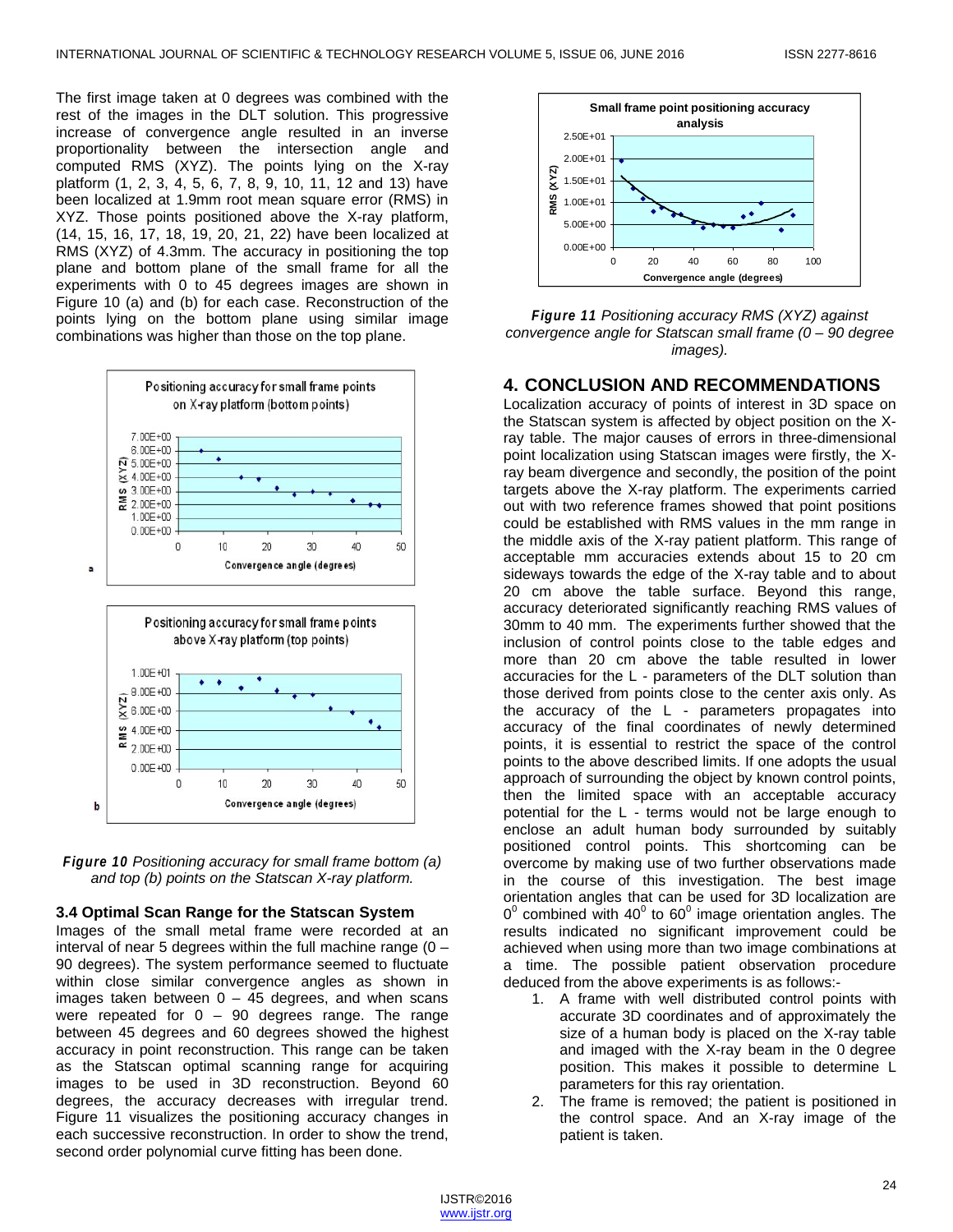The first image taken at 0 degrees was combined with the rest of the images in the DLT solution. This progressive increase of convergence angle resulted in an inverse proportionality between the intersection angle and computed RMS (XYZ). The points lying on the X-ray platform (1, 2, 3, 4, 5, 6, 7, 8, 9, 10, 11, 12 and 13) have been localized at 1.9mm root mean square error (RMS) in XYZ. Those points positioned above the X-ray platform, (14, 15, 16, 17, 18, 19, 20, 21, 22) have been localized at RMS (XYZ) of 4.3mm. The accuracy in positioning the top plane and bottom plane of the small frame for all the experiments with 0 to 45 degrees images are shown in Figure 10 (a) and (b) for each case. Reconstruction of the points lying on the bottom plane using similar image combinations was higher than those on the top plane.

***Figure 10*** *Positioning accuracy for small frame bottom (a) and top (b) points on the Statscan X-ray platform.*

### 3.4 Optimal Scan Range for the Statscan System

Images of the small metal frame were recorded at an interval of near 5 degrees within the full machine range (0 – 90 degrees). The system performance seemed to fluctuate within close similar convergence angles as shown in images taken between 0 – 45 degrees, and when scans were repeated for 0 – 90 degrees range. The range between 45 degrees and 60 degrees showed the highest accuracy in point reconstruction. This range can be taken as the Statscan optimal scanning range for acquiring images to be used in 3D reconstruction. Beyond 60 degrees, the accuracy decreases with irregular trend. Figure 11 visualizes the positioning accuracy changes in each successive reconstruction. In order to show the trend, second order polynomial curve fitting has been done.

***Figure 11*** *Positioning accuracy RMS (XYZ) against convergence angle for Statscan small frame (0 – 90 degree images).*

## 4. CONCLUSION AND RECOMMENDATIONS

Localization accuracy of points of interest in 3D space on the Statscan system is affected by object position on the X-ray table. The major causes of errors in three-dimensional point localization using Statscan images were firstly, the X-ray beam divergence and secondly, the position of the point targets above the X-ray platform. The experiments carried out with two reference frames showed that point positions could be established with RMS values in the mm range in the middle axis of the X-ray patient platform. This range of acceptable mm accuracies extends about 15 to 20 cm sideways towards the edge of the X-ray table and to about 20 cm above the table surface. Beyond this range, accuracy deteriorated significantly reaching RMS values of 30mm to 40 mm. The experiments further showed that the inclusion of control points close to the table edges and more than 20 cm above the table resulted in lower accuracies for the L - parameters of the DLT solution than those derived from points close to the center axis only. As the accuracy of the L - parameters propagates into accuracy of the final coordinates of newly determined points, it is essential to restrict the space of the control points to the above described limits. If one adopts the usual approach of surrounding the object by known control points, then the limited space with an acceptable accuracy potential for the L - terms would not be large enough to enclose an adult human body surrounded by suitably positioned control points. This shortcoming can be overcome by making use of two further observations made in the course of this investigation. The best image orientation angles that can be used for 3D localization are $0^0$ combined with $40^0$ to $60^0$ image orientation angles. The results indicated no significant improvement could be achieved when using more than two image combinations at a time. The possible patient observation procedure deduced from the above experiments is as follows:-

1. A frame with well distributed control points with accurate 3D coordinates and of approximately the size of a human body is placed on the X-ray table and imaged with the X-ray beam in the 0 degree position. This makes it possible to determine L parameters for this ray orientation.
2. The frame is removed; the patient is positioned in the control space. And an X-ray image of the patient is taken.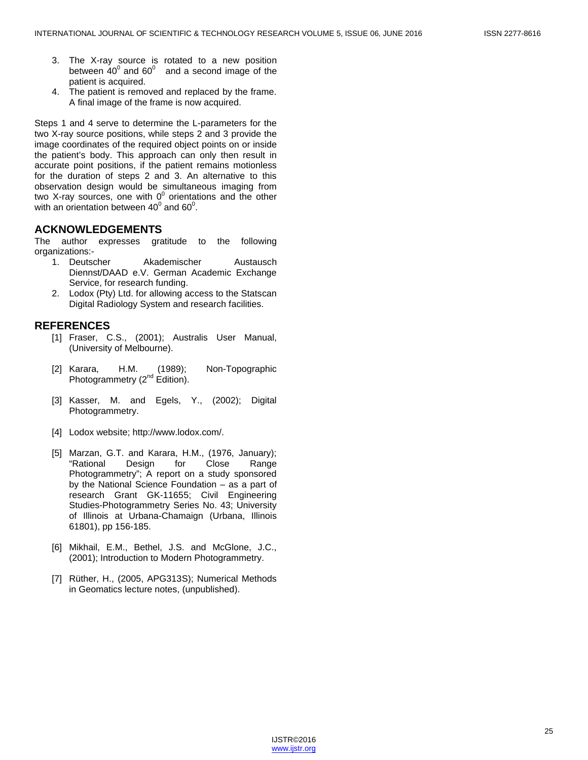3. The X-ray source is rotated to a new position between $40^0$ and $60^0$ and a second image of the patient is acquired.
4. The patient is removed and replaced by the frame. A final image of the frame is now acquired.

Steps 1 and 4 serve to determine the L-parameters for the two X-ray source positions, while steps 2 and 3 provide the image coordinates of the required object points on or inside the patient's body. This approach can only then result in accurate point positions, if the patient remains motionless for the duration of steps 2 and 3. An alternative to this observation design would be simultaneous imaging from two X-ray sources, one with $0^0$ orientations and the other with an orientation between $40^0$ and $60^0$.

## ACKNOWLEDGEMENTS

The author expresses gratitude to the following organizations:-

1. Deutscher Akademischer Austausch Diennst/DAAD e.V. German Academic Exchange Service, for research funding.
2. Lodox (Pty) Ltd. for allowing access to the Statscan Digital Radiology System and research facilities.

## REFERENCES

[1] Fraser, C.S., (2001); Australis User Manual, (University of Melbourne).

[2] Karara, H.M. (1989); Non-Topographic Photogrammetry (2nd Edition).

[3] Kasser, M. and Egels, Y., (2002); Digital Photogrammetry.

[4] Lodox website; http://www.lodox.com/.

[5] Marzan, G.T. and Karara, H.M., (1976, January); "Rational Design for Close Range Photogrammetry"; A report on a study sponsored by the National Science Foundation – as a part of research Grant GK-11655; Civil Engineering Studies-Photogrammetry Series No. 43; University of Illinois at Urbana-Chamaign (Urbana, Illinois 61801), pp 156-185.

[6] Mikhail, E.M., Bethel, J.S. and McGlone, J.C., (2001); Introduction to Modern Photogrammetry.

[7] Rüther, H., (2005, APG313S); Numerical Methods in Geomatics lecture notes, (unpublished).